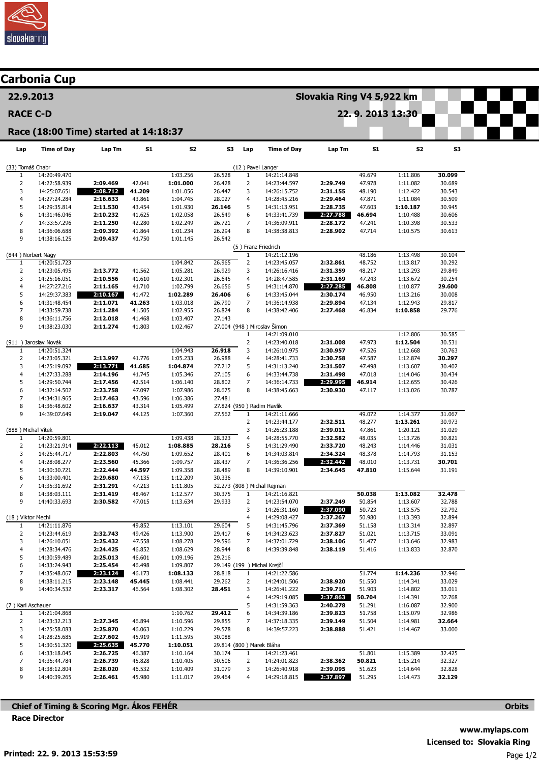# Carbonia Cup

## 22.9.2013

**Slovakia Ring V4 5,922 km**

**RACE C-D**

**22. 9. 2013 13:30**

**Race (18:00 Time) started at 14:18:37**

### (33) Tomáš Chabr

| Lap | Time of Day | Lap Tm | S1 | S2 | S3 |
|---|---|---|---|---|---|
| 1 | 14:20:49.470 | | | 1:03.256 | 26.528 |
| 2 | 14:22:58.939 | 2:09.469 | 42.041 | 1:01.000 | 26.428 |
| 3 | 14:25:07.651 | 2:08.712 | 41.209 | 1:01.056 | 26.447 |
| 4 | 14:27:24.284 | 2:16.633 | 43.861 | 1:04.745 | 28.027 |
| 5 | 14:29:35.814 | 2:11.530 | 43.454 | 1:01.930 | 26.146 |
| 6 | 14:31:46.046 | 2:10.232 | 41.625 | 1:02.058 | 26.549 |
| 7 | 14:33:57.296 | 2:11.250 | 42.280 | 1:02.249 | 26.721 |
| 8 | 14:36:06.688 | 2:09.392 | 41.864 | 1:01.234 | 26.294 |
| 9 | 14:38:16.125 | 2:09.437 | 41.750 | 1:01.145 | 26.542 |

### (844) Norbert Nagy

| Lap | Time of Day | Lap Tm | S1 | S2 | S3 |
|---|---|---|---|---|---|
| 1 | 14:20:51.723 | | | 1:04.842 | 26.965 |
| 2 | 14:23:05.495 | 2:13.772 | 41.562 | 1:05.281 | 26.929 |
| 3 | 14:25:16.051 | 2:10.556 | 41.610 | 1:02.301 | 26.645 |
| 4 | 14:27:27.216 | 2:11.165 | 41.710 | 1:02.799 | 26.656 |
| 5 | 14:29:37.383 | 2:10.167 | 41.472 | 1:02.289 | 26.406 |
| 6 | 14:31:48.454 | 2:11.071 | 41.263 | 1:03.018 | 26.790 |
| 7 | 14:33:59.738 | 2:11.284 | 41.505 | 1:02.955 | 26.824 |
| 8 | 14:36:11.756 | 2:12.018 | 41.468 | 1:03.407 | 27.143 |
| 9 | 14:38:23.030 | 2:11.274 | 41.803 | 1:02.467 | 27.004 |

### (911) Jaroslav Novák

| Lap | Time of Day | Lap Tm | S1 | S2 | S3 |
|---|---|---|---|---|---|
| 1 | 14:20:51.324 | | | 1:04.943 | 26.918 |
| 2 | 14:23:05.321 | 2:13.997 | 41.776 | 1:05.233 | 26.988 |
| 3 | 14:25:19.092 | 2:13.771 | 41.685 | 1:04.874 | 27.212 |
| 4 | 14:27:33.288 | 2:14.196 | 41.745 | 1:05.346 | 27.105 |
| 5 | 14:29:50.744 | 2:17.456 | 42.514 | 1:06.140 | 28.802 |
| 6 | 14:32:14.502 | 2:23.758 | 47.097 | 1:07.986 | 28.675 |
| 7 | 14:34:31.965 | 2:17.463 | 43.596 | 1:06.386 | 27.481 |
| 8 | 14:36:48.602 | 2:16.637 | 43.314 | 1:05.499 | 27.824 |
| 9 | 14:39:07.649 | 2:19.047 | 44.125 | 1:07.360 | 27.562 |

### (888) Michal Vítek

| Lap | Time of Day | Lap Tm | S1 | S2 | S3 |
|---|---|---|---|---|---|
| 1 | 14:20:59.801 | | | 1:09.438 | 28.323 |
| 2 | 14:23:21.914 | 2:22.113 | 45.012 | 1:08.885 | 28.216 |
| 3 | 14:25:44.717 | 2:22.803 | 44.750 | 1:09.652 | 28.401 |
| 4 | 14:28:08.277 | 2:23.560 | 45.366 | 1:09.757 | 28.437 |
| 5 | 14:30:30.721 | 2:22.444 | 44.597 | 1:09.358 | 28.489 |
| 6 | 14:33:00.401 | 2:29.680 | 47.135 | 1:12.209 | 30.336 |
| 7 | 14:35:31.692 | 2:31.291 | 47.213 | 1:11.805 | 32.273 |
| 8 | 14:38:03.111 | 2:31.419 | 48.467 | 1:12.577 | 30.375 |
| 9 | 14:40:33.693 | 2:30.582 | 47.015 | 1:13.634 | 29.933 |

### (18) Viktor Mechl

| Lap | Time of Day | Lap Tm | S1 | S2 | S3 |
|---|---|---|---|---|---|
| 1 | 14:21:11.876 | | 49.852 | 1:13.101 | 29.604 |
| 2 | 14:23:44.619 | 2:32.743 | 49.426 | 1:13.900 | 29.417 |
| 3 | 14:26:10.051 | 2:25.432 | 47.558 | 1:08.278 | 29.596 |
| 4 | 14:28:34.476 | 2:24.425 | 46.852 | 1:08.629 | 28.944 |
| 5 | 14:30:59.489 | 2:25.013 | 46.601 | 1:09.196 | 29.216 |
| 6 | 14:33:24.943 | 2:25.454 | 46.498 | 1:09.807 | 29.149 |
| 7 | 14:35:48.067 | 2:23.124 | 46.173 | 1:08.133 | 28.818 |
| 8 | 14:38:11.215 | 2:23.148 | 45.445 | 1:08.441 | 29.262 |
| 9 | 14:40:34.532 | 2:23.317 | 46.564 | 1:08.302 | 28.451 |

### (7) Karl Aschauer

| Lap | Time of Day | Lap Tm | S1 | S2 | S3 |
|---|---|---|---|---|---|
| 1 | 14:21:04.868 | | | 1:10.762 | 29.412 |
| 2 | 14:23:32.213 | 2:27.345 | 46.894 | 1:10.596 | 29.855 |
| 3 | 14:25:58.083 | 2:25.870 | 46.063 | 1:10.229 | 29.578 |
| 4 | 14:28:25.685 | 2:27.602 | 45.919 | 1:11.595 | 30.088 |
| 5 | 14:30:51.320 | 2:25.635 | 45.770 | 1:10.051 | 29.814 |
| 6 | 14:33:18.045 | 2:26.725 | 46.387 | 1:10.164 | 30.174 |
| 7 | 14:35:44.784 | 2:26.739 | 45.828 | 1:10.405 | 30.506 |
| 8 | 14:38:12.804 | 2:28.020 | 46.532 | 1:10.409 | 31.079 |
| 9 | 14:40:39.265 | 2:26.461 | 45.980 | 1:11.017 | 29.464 |

### (12) Pavel Langer

| Lap | Time of Day | Lap Tm | S1 | S2 | S3 |
|---|---|---|---|---|---|
| 1 | 14:21:14.848 | | 49.679 | 1:11.806 | 30.099 |
| 2 | 14:23:44.597 | 2:29.749 | 47.978 | 1:11.082 | 30.689 |
| 3 | 14:26:15.752 | 2:31.155 | 48.190 | 1:12.422 | 30.543 |
| 4 | 14:28:45.216 | 2:29.464 | 47.871 | 1:11.084 | 30.509 |
| 5 | 14:31:13.951 | 2:28.735 | 47.603 | 1:10.187 | 30.945 |
| 6 | 14:33:41.739 | 2:27.788 | 46.694 | 1:10.488 | 30.606 |
| 7 | 14:36:09.911 | 2:28.172 | 47.241 | 1:10.398 | 30.533 |
| 8 | 14:38:38.813 | 2:28.902 | 47.714 | 1:10.575 | 30.613 |

### (5) Franz Friedrich

| Lap | Time of Day | Lap Tm | S1 | S2 | S3 |
|---|---|---|---|---|---|
| 1 | 14:21:12.196 | | 48.186 | 1:13.498 | 30.104 |
| 2 | 14:23:45.057 | 2:32.861 | 48.752 | 1:13.817 | 30.292 |
| 3 | 14:26:16.416 | 2:31.359 | 48.217 | 1:13.293 | 29.849 |
| 4 | 14:28:47.585 | 2:31.169 | 47.243 | 1:13.672 | 30.254 |
| 5 | 14:31:14.870 | 2:27.285 | 46.808 | 1:10.877 | 29.600 |
| 6 | 14:33:45.044 | 2:30.174 | 46.950 | 1:13.216 | 30.008 |
| 7 | 14:36:14.938 | 2:29.894 | 47.134 | 1:12.943 | 29.817 |
| 8 | 14:38:42.406 | 2:27.468 | 46.834 | 1:10.858 | 29.776 |

### (948) Miroslav Šimon

| Lap | Time of Day | Lap Tm | S1 | S2 | S3 |
|---|---|---|---|---|---|
| 1 | 14:21:09.010 | | | 1:12.806 | 30.585 |
| 2 | 14:23:40.018 | 2:31.008 | 47.973 | 1:12.504 | 30.531 |
| 3 | 14:26:10.975 | 2:30.957 | 47.526 | 1:12.668 | 30.763 |
| 4 | 14:28:41.733 | 2:30.758 | 47.587 | 1:12.874 | 30.297 |
| 5 | 14:31:13.240 | 2:31.507 | 47.498 | 1:13.607 | 30.402 |
| 6 | 14:33:44.738 | 2:31.498 | 47.018 | 1:14.046 | 30.434 |
| 7 | 14:36:14.733 | 2:29.995 | 46.914 | 1:12.655 | 30.426 |
| 8 | 14:38:45.663 | 2:30.930 | 47.117 | 1:13.026 | 30.787 |

### (950) Radim Havlík

| Lap | Time of Day | Lap Tm | S1 | S2 | S3 |
|---|---|---|---|---|---|
| 1 | 14:21:11.666 | | 49.072 | 1:14.377 | 31.067 |
| 2 | 14:23:44.177 | 2:32.511 | 48.277 | 1:13.261 | 30.973 |
| 3 | 14:26:23.188 | 2:39.011 | 47.861 | 1:20.121 | 31.029 |
| 4 | 14:28:55.770 | 2:32.582 | 48.035 | 1:13.726 | 30.821 |
| 5 | 14:31:29.490 | 2:33.720 | 48.243 | 1:14.446 | 31.031 |
| 6 | 14:34:03.814 | 2:34.324 | 48.378 | 1:14.793 | 31.153 |
| 7 | 14:36:36.256 | 2:32.442 | 48.010 | 1:13.731 | 30.701 |
| 8 | 14:39:10.901 | 2:34.645 | 47.810 | 1:15.644 | 31.191 |

### (808) Michal Rejman

| Lap | Time of Day | Lap Tm | S1 | S2 | S3 |
|---|---|---|---|---|---|
| 1 | 14:21:16.821 | | 50.038 | 1:13.082 | 32.478 |
| 2 | 14:23:54.070 | 2:37.249 | 50.854 | 1:13.607 | 32.788 |
| 3 | 14:26:31.160 | 2:37.090 | 50.723 | 1:13.575 | 32.792 |
| 4 | 14:29:08.427 | 2:37.267 | 50.980 | 1:13.393 | 32.894 |
| 5 | 14:31:45.796 | 2:37.369 | 51.158 | 1:13.314 | 32.897 |
| 6 | 14:34:23.623 | 2:37.827 | 51.021 | 1:13.715 | 33.091 |
| 7 | 14:37:01.729 | 2:38.106 | 51.477 | 1:13.646 | 32.983 |
| 8 | 14:39:39.848 | 2:38.119 | 51.416 | 1:13.833 | 32.870 |

### (199) Michal Krejčí

| Lap | Time of Day | Lap Tm | S1 | S2 | S3 |
|---|---|---|---|---|---|
| 1 | 14:21:22.586 | | 51.774 | 1:14.236 | 32.946 |
| 2 | 14:24:01.506 | 2:38.920 | 51.550 | 1:14.341 | 33.029 |
| 3 | 14:26:41.222 | 2:39.716 | 51.903 | 1:14.802 | 33.011 |
| 4 | 14:29:19.085 | 2:37.863 | 50.704 | 1:14.391 | 32.768 |
| 5 | 14:31:59.363 | 2:40.278 | 51.291 | 1:16.087 | 32.900 |
| 6 | 14:34:39.186 | 2:39.823 | 51.758 | 1:15.079 | 32.986 |
| 7 | 14:37:18.335 | 2:39.149 | 51.504 | 1:14.981 | 32.664 |
| 8 | 14:39:57.223 | 2:38.888 | 51.421 | 1:14.467 | 33.000 |

### (800) Marek Bláha

| Lap | Time of Day | Lap Tm | S1 | S2 | S3 |
|---|---|---|---|---|---|
| 1 | 14:21:23.461 | | 51.801 | 1:15.389 | 32.425 |
| 2 | 14:24:01.823 | 2:38.362 | 50.821 | 1:15.214 | 32.327 |
| 3 | 14:26:40.918 | 2:39.095 | 51.623 | 1:14.644 | 32.828 |
| 4 | 14:29:18.815 | 2:37.897 | 51.295 | 1:14.473 | 32.129 |

**Chief of Timing & Scoring Mgr. Ákos FEHÉR**

**Race Director**

**Orbits**

**www.mylaps.com**

**Licensed to: Slovakia Ring**

**Printed: 22. 9. 2013 15:53:59**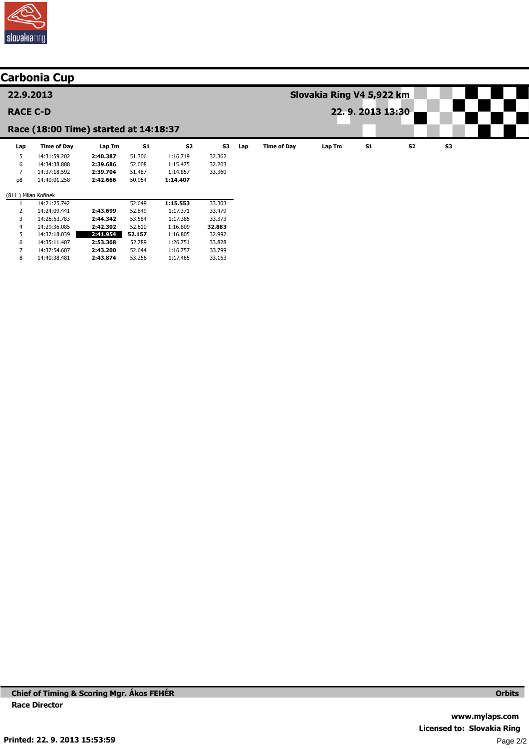# Carbonia Cup

**22.9.2013** — **Slovakia Ring V4 5,922 km**

**RACE C-D** — **22. 9. 2013 13:30**

**Race (18:00 Time) started at 14:18:37**

| Lap | Time of Day | Lap Tm | S1 | S2 | S3 |
|---|---|---|---|---|---|
| 5 | 14:31:59.202 | **2:40.387** | 51.306 | 1:16.719 | 32.362 |
| 6 | 14:34:38.888 | **2:39.686** | 52.008 | 1:15.475 | 32.203 |
| 7 | 14:37:18.592 | **2:39.704** | 51.487 | 1:14.857 | 33.360 |
| p8 | 14:40:01.258 | **2:42.666** | 50.964 | **1:14.407** | |

(811 ) Milan Kořínek

| Lap | Time of Day | Lap Tm | S1 | S2 | S3 |
|---|---|---|---|---|---|
| 1 | 14:21:25.742 | | 52.649 | **1:15.553** | 33.303 |
| 2 | 14:24:09.441 | **2:43.699** | 52.849 | 1:17.371 | 33.479 |
| 3 | 14:26:53.783 | **2:44.342** | 53.584 | 1:17.385 | 33.373 |
| 4 | 14:29:36.085 | **2:42.302** | 52.610 | 1:16.809 | **32.883** |
| 5 | 14:32:18.039 | **2:41.954** | **52.157** | 1:16.805 | 32.992 |
| 6 | 14:35:11.407 | **2:53.368** | 52.789 | 1:26.751 | 33.828 |
| 7 | 14:37:54.607 | **2:43.200** | 52.644 | 1:16.757 | 33.799 |
| 8 | 14:40:38.481 | **2:43.874** | 53.256 | 1:17.465 | 33.153 |

**Chief of Timing & Scoring Mgr. Ákos FEHÉR** — **Orbits**

**Race Director**

**www.mylaps.com**

**Licensed to: Slovakia Ring**

**Printed: 22. 9. 2013 15:53:59**